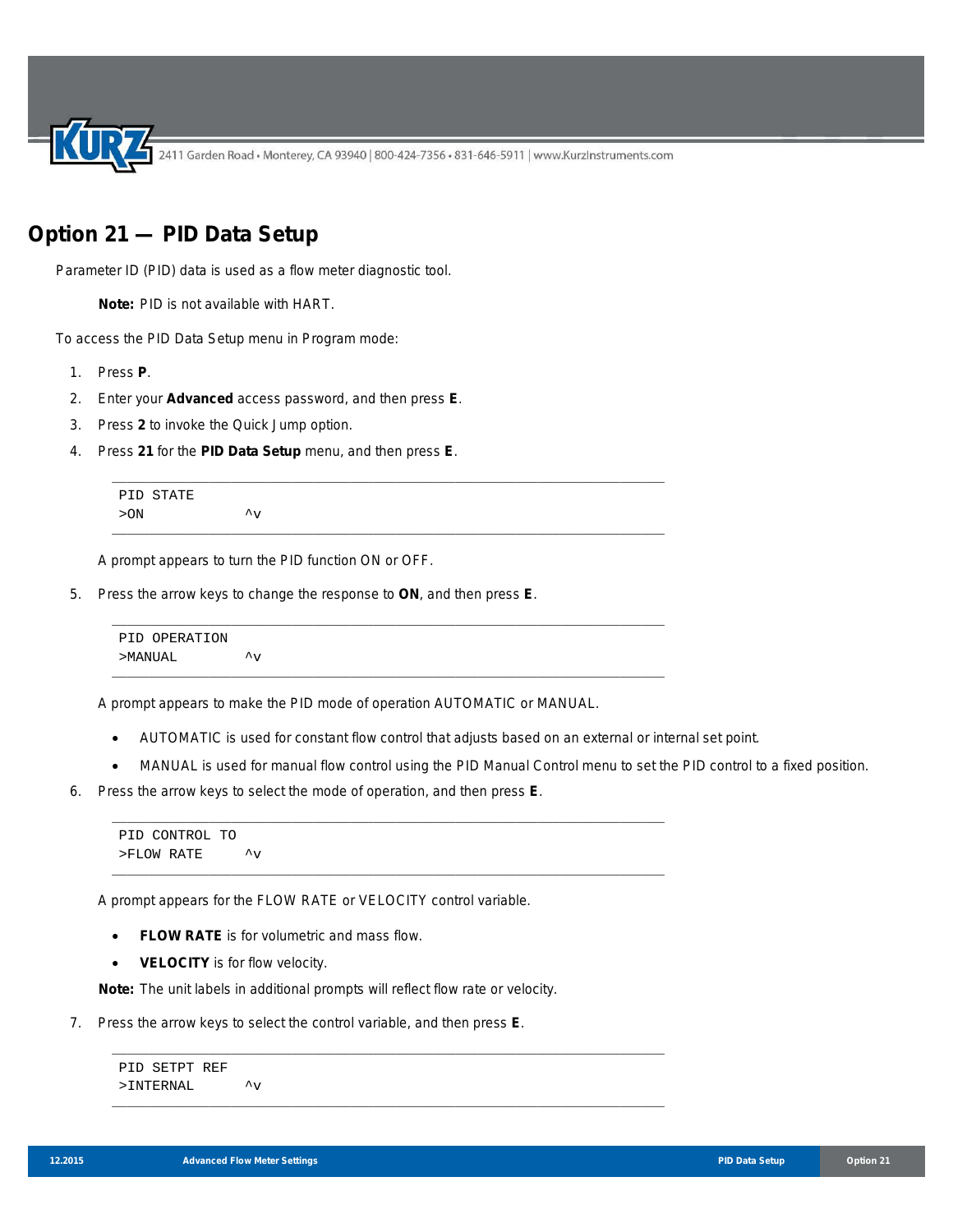# Option 21 — PID Data Setup

Parameter ID (PID) data is used as a flow meter diagnostic tool.

> **Note:** PID is not available with HART.

To access the PID Data Setup menu in Program mode:

1. Press **P**.
2. Enter your **Advanced** access password, and then press **E**.
3. Press **2** to invoke the Quick Jump option.
4. Press **21** for the **PID Data Setup** menu, and then press **E**.

```
PID STATE
>ON            ^v
```

   A prompt appears to turn the PID function ON or OFF.

5. Press the arrow keys to change the response to **ON**, and then press **E**.

```
PID OPERATION
>MANUAL        ^v
```

   A prompt appears to make the PID mode of operation AUTOMATIC or MANUAL.

   - AUTOMATIC is used for constant flow control that adjusts based on an external or internal set point.
   - MANUAL is used for manual flow control using the PID Manual Control menu to set the PID control to a fixed position.

6. Press the arrow keys to select the mode of operation, and then press **E**.

```
PID CONTROL TO
>FLOW RATE     ^v
```

   A prompt appears for the FLOW RATE or VELOCITY control variable.

   - **FLOW RATE** is for volumetric and mass flow.
   - **VELOCITY** is for flow velocity.

   **Note:** The unit labels in additional prompts will reflect flow rate or velocity.

7. Press the arrow keys to select the control variable, and then press **E**.

```
PID SETPT REF
>INTERNAL      ^v
```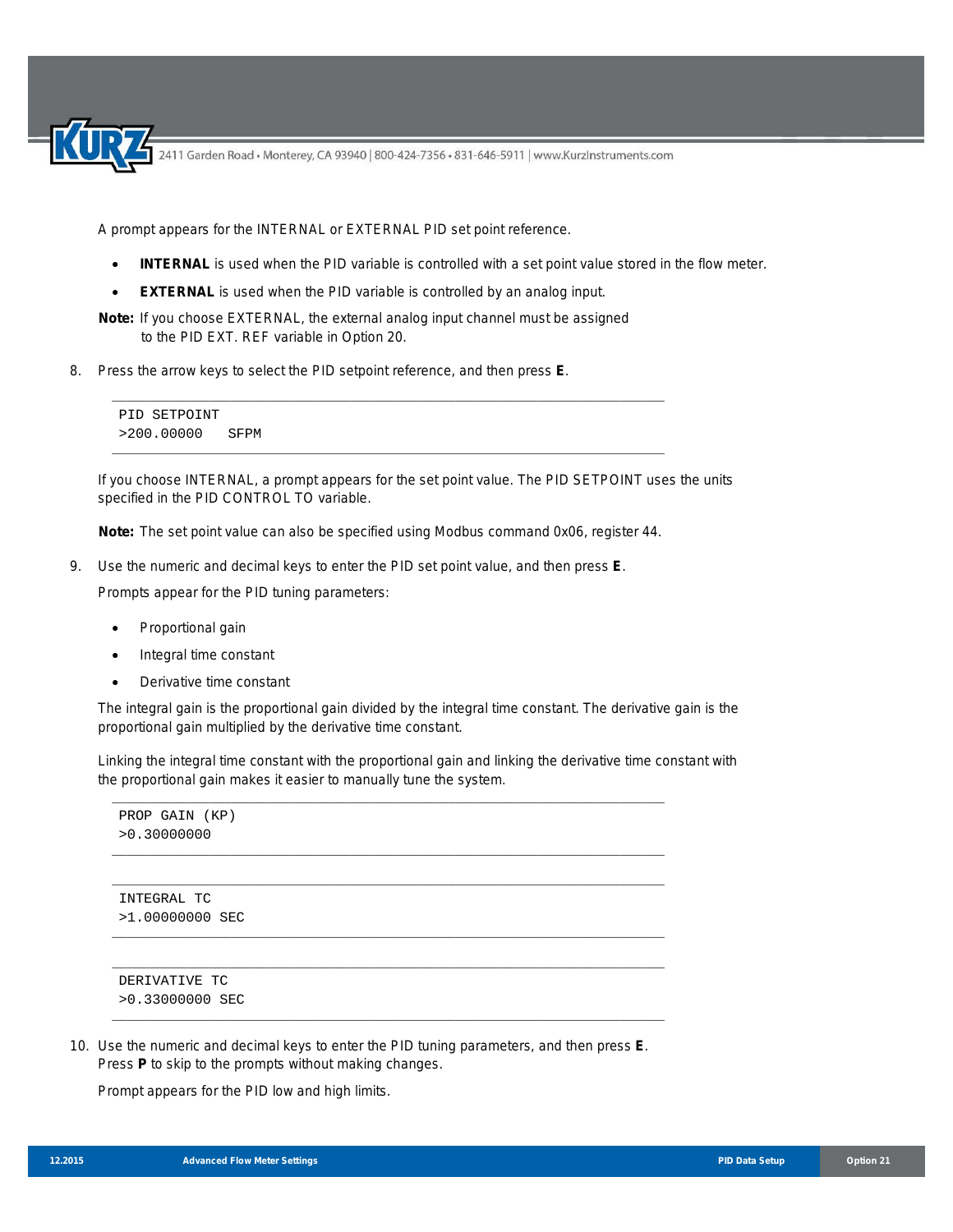A prompt appears for the INTERNAL or EXTERNAL PID set point reference.

- **INTERNAL** is used when the PID variable is controlled with a set point value stored in the flow meter.
- **EXTERNAL** is used when the PID variable is controlled by an analog input.

**Note:** If you choose EXTERNAL, the external analog input channel must be assigned to the PID EXT. REF variable in Option 20.

8. Press the arrow keys to select the PID setpoint reference, and then press **E**.

```
PID SETPOINT
>200.00000   SFPM
```

If you choose INTERNAL, a prompt appears for the set point value. The PID SETPOINT uses the units specified in the PID CONTROL TO variable.

**Note:** The set point value can also be specified using Modbus command 0x06, register 44.

9. Use the numeric and decimal keys to enter the PID set point value, and then press **E**.

   Prompts appear for the PID tuning parameters:

   - Proportional gain
   - Integral time constant
   - Derivative time constant

   The integral gain is the proportional gain divided by the integral time constant. The derivative gain is the proportional gain multiplied by the derivative time constant.

   Linking the integral time constant with the proportional gain and linking the derivative time constant with the proportional gain makes it easier to manually tune the system.

```
PROP GAIN (KP)
>0.30000000
```

```
INTEGRAL TC
>1.00000000 SEC
```

```
DERIVATIVE TC
>0.33000000 SEC
```

10. Use the numeric and decimal keys to enter the PID tuning parameters, and then press **E**. Press **P** to skip to the prompts without making changes.

    Prompt appears for the PID low and high limits.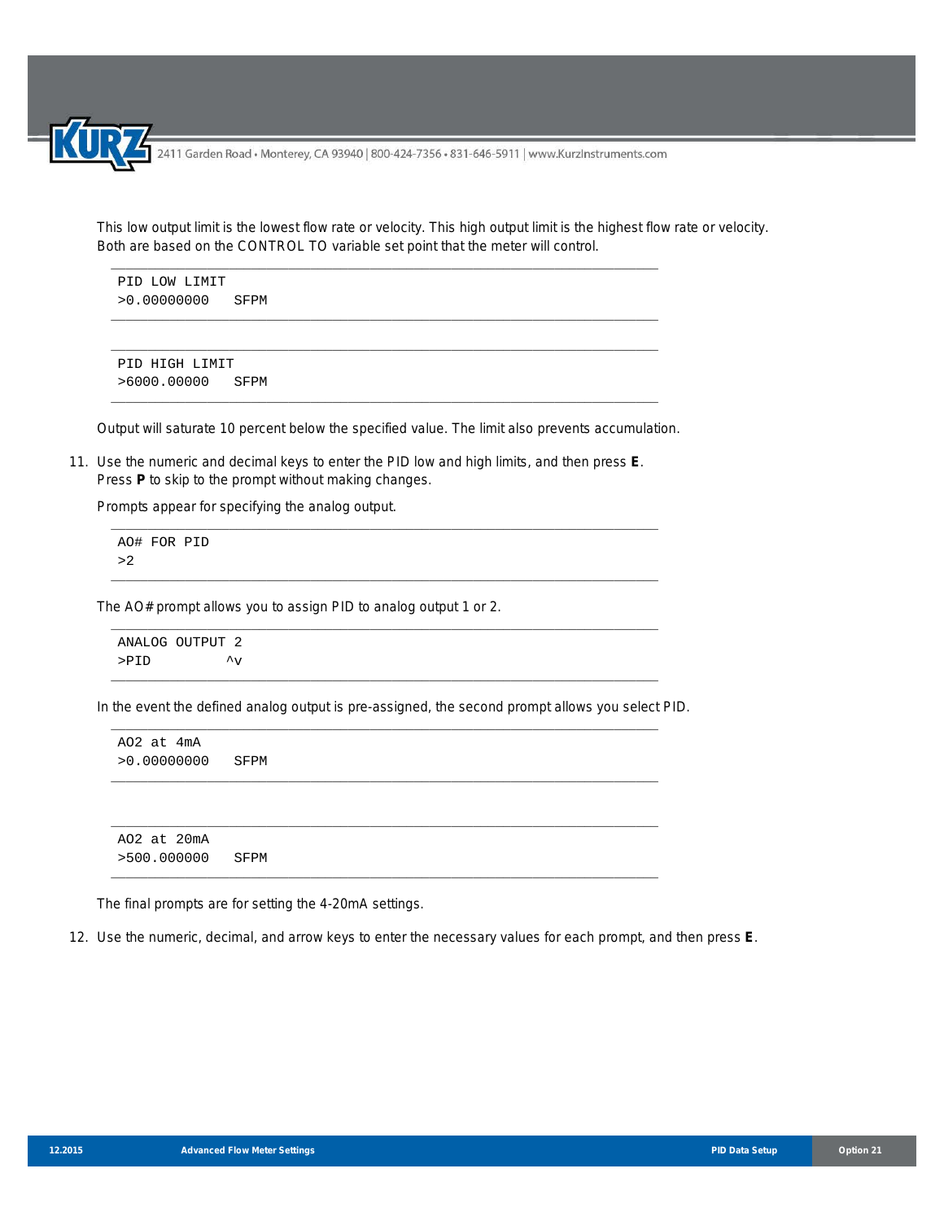This low output limit is the lowest flow rate or velocity. This high output limit is the highest flow rate or velocity. Both are based on the CONTROL TO variable set point that the meter will control.

```
PID LOW LIMIT
>0.00000000   SFPM
```

```
PID HIGH LIMIT
>6000.00000   SFPM
```

Output will saturate 10 percent below the specified value. The limit also prevents accumulation.

11. Use the numeric and decimal keys to enter the PID low and high limits, and then press **E**. Press **P** to skip to the prompt without making changes.

    Prompts appear for specifying the analog output.

```
AO# FOR PID
>2
```

The AO# prompt allows you to assign PID to analog output 1 or 2.

```
ANALOG OUTPUT 2
>PID         ^v
```

In the event the defined analog output is pre-assigned, the second prompt allows you select PID.

```
AO2 at 4mA
>0.00000000   SFPM
```

```
AO2 at 20mA
>500.000000   SFPM
```

The final prompts are for setting the 4-20mA settings.

12. Use the numeric, decimal, and arrow keys to enter the necessary values for each prompt, and then press **E**.